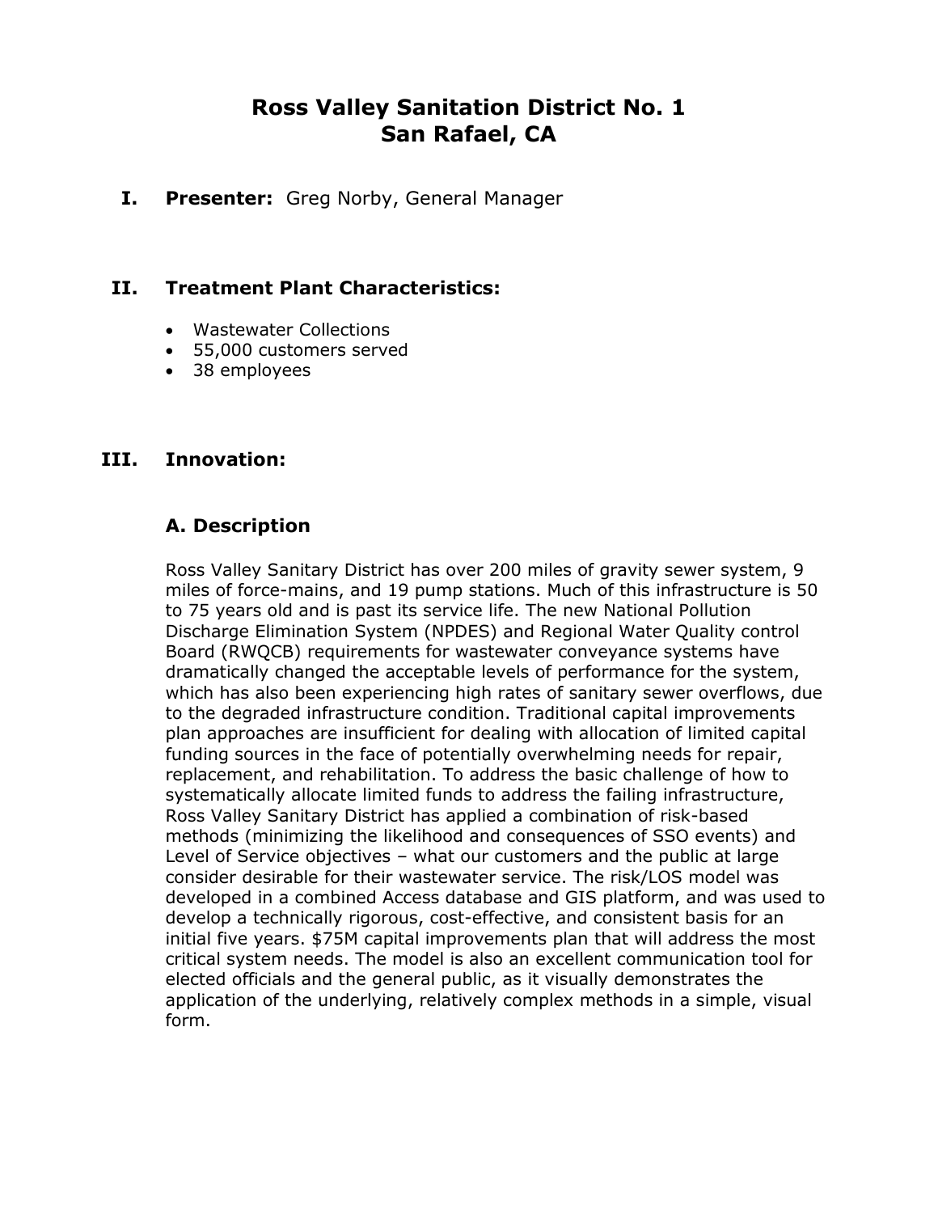# Ross Valley Sanitation District No. 1
# San Rafael, CA

## I. Presenter: Greg Norby, General Manager

## II. Treatment Plant Characteristics:

- Wastewater Collections
- 55,000 customers served
- 38 employees

## III. Innovation:

### A. Description

Ross Valley Sanitary District has over 200 miles of gravity sewer system, 9 miles of force-mains, and 19 pump stations. Much of this infrastructure is 50 to 75 years old and is past its service life. The new National Pollution Discharge Elimination System (NPDES) and Regional Water Quality control Board (RWQCB) requirements for wastewater conveyance systems have dramatically changed the acceptable levels of performance for the system, which has also been experiencing high rates of sanitary sewer overflows, due to the degraded infrastructure condition. Traditional capital improvements plan approaches are insufficient for dealing with allocation of limited capital funding sources in the face of potentially overwhelming needs for repair, replacement, and rehabilitation. To address the basic challenge of how to systematically allocate limited funds to address the failing infrastructure, Ross Valley Sanitary District has applied a combination of risk-based methods (minimizing the likelihood and consequences of SSO events) and Level of Service objectives – what our customers and the public at large consider desirable for their wastewater service. The risk/LOS model was developed in a combined Access database and GIS platform, and was used to develop a technically rigorous, cost-effective, and consistent basis for an initial five years. $75M capital improvements plan that will address the most critical system needs. The model is also an excellent communication tool for elected officials and the general public, as it visually demonstrates the application of the underlying, relatively complex methods in a simple, visual form.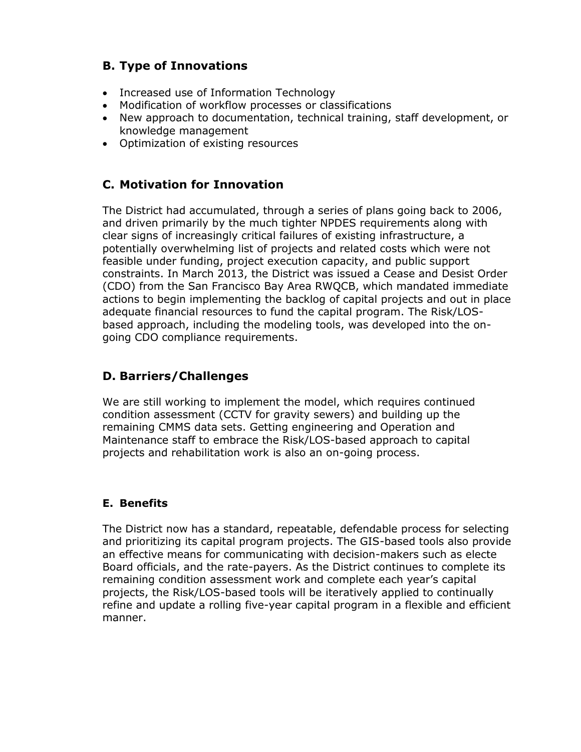## B. Type of Innovations

- Increased use of Information Technology
- Modification of workflow processes or classifications
- New approach to documentation, technical training, staff development, or knowledge management
- Optimization of existing resources

## C. Motivation for Innovation

The District had accumulated, through a series of plans going back to 2006, and driven primarily by the much tighter NPDES requirements along with clear signs of increasingly critical failures of existing infrastructure, a potentially overwhelming list of projects and related costs which were not feasible under funding, project execution capacity, and public support constraints. In March 2013, the District was issued a Cease and Desist Order (CDO) from the San Francisco Bay Area RWQCB, which mandated immediate actions to begin implementing the backlog of capital projects and out in place adequate financial resources to fund the capital program. The Risk/LOS-based approach, including the modeling tools, was developed into the on-going CDO compliance requirements.

## D. Barriers/Challenges

We are still working to implement the model, which requires continued condition assessment (CCTV for gravity sewers) and building up the remaining CMMS data sets. Getting engineering and Operation and Maintenance staff to embrace the Risk/LOS-based approach to capital projects and rehabilitation work is also an on-going process.

### E. Benefits

The District now has a standard, repeatable, defendable process for selecting and prioritizing its capital program projects. The GIS-based tools also provide an effective means for communicating with decision-makers such as electe Board officials, and the rate-payers. As the District continues to complete its remaining condition assessment work and complete each year's capital projects, the Risk/LOS-based tools will be iteratively applied to continually refine and update a rolling five-year capital program in a flexible and efficient manner.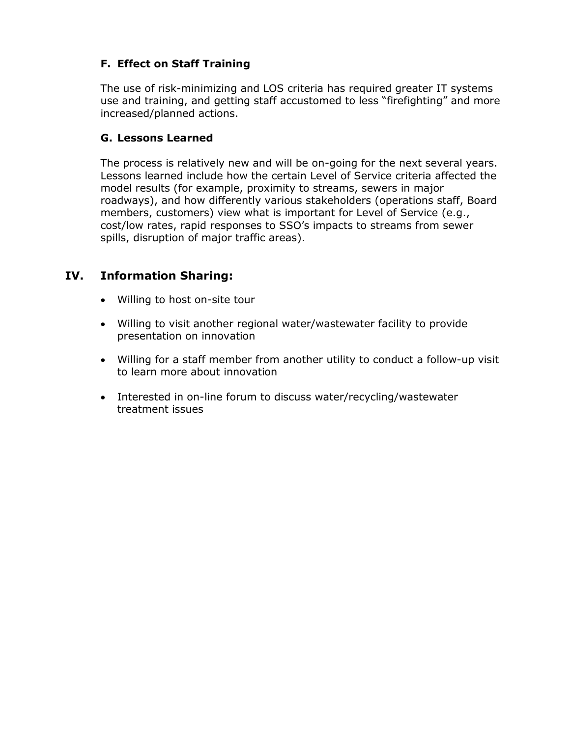### F. Effect on Staff Training

The use of risk-minimizing and LOS criteria has required greater IT systems use and training, and getting staff accustomed to less "firefighting" and more increased/planned actions.

### G. Lessons Learned

The process is relatively new and will be on-going for the next several years. Lessons learned include how the certain Level of Service criteria affected the model results (for example, proximity to streams, sewers in major roadways), and how differently various stakeholders (operations staff, Board members, customers) view what is important for Level of Service (e.g., cost/low rates, rapid responses to SSO's impacts to streams from sewer spills, disruption of major traffic areas).

## IV. Information Sharing:

- Willing to host on-site tour
- Willing to visit another regional water/wastewater facility to provide presentation on innovation
- Willing for a staff member from another utility to conduct a follow-up visit to learn more about innovation
- Interested in on-line forum to discuss water/recycling/wastewater treatment issues